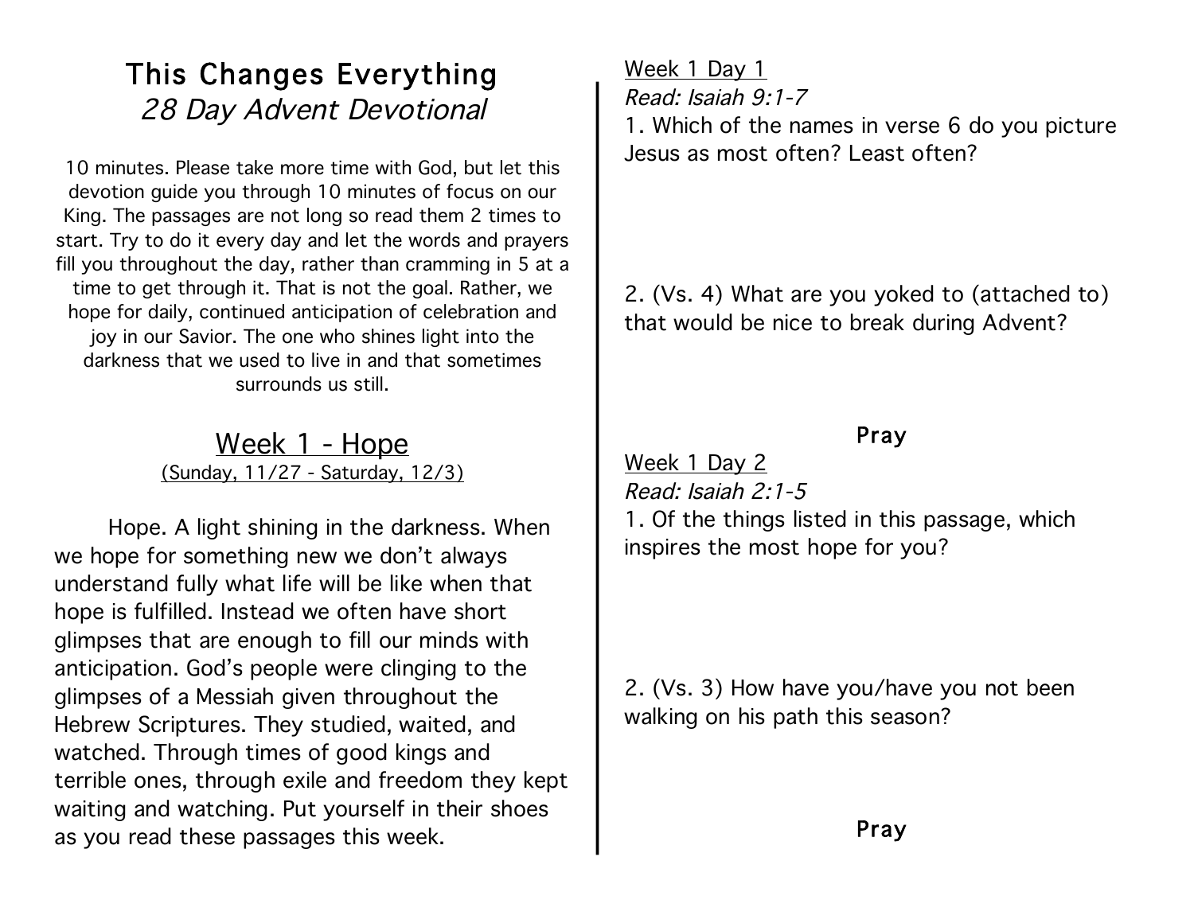# This Changes Everything

*28 Day Advent Devotional*

10 minutes. Please take more time with God, but let this devotion guide you through 10 minutes of focus on our King. The passages are not long so read them 2 times to start. Try to do it every day and let the words and prayers fill you throughout the day, rather than cramming in 5 at a time to get through it. That is not the goal. Rather, we hope for daily, continued anticipation of celebration and joy in our Savior. The one who shines light into the darkness that we used to live in and that sometimes surrounds us still.

## Week 1 - Hope

(Sunday, 11/27 - Saturday, 12/3)

Hope. A light shining in the darkness. When we hope for something new we don't always understand fully what life will be like when that hope is fulfilled. Instead we often have short glimpses that are enough to fill our minds with anticipation. God's people were clinging to the glimpses of a Messiah given throughout the Hebrew Scriptures. They studied, waited, and watched. Through times of good kings and terrible ones, through exile and freedom they kept waiting and watching. Put yourself in their shoes as you read these passages this week.

### Week 1 Day 1

*Read: Isaiah 9:1-7*

1. Which of the names in verse 6 do you picture Jesus as most often? Least often?

2. (Vs. 4) What are you yoked to (attached to) that would be nice to break during Advent?

Pray

### Week 1 Day 2

*Read: Isaiah 2:1-5*

1. Of the things listed in this passage, which inspires the most hope for you?

2. (Vs. 3) How have you/have you not been walking on his path this season?

Pray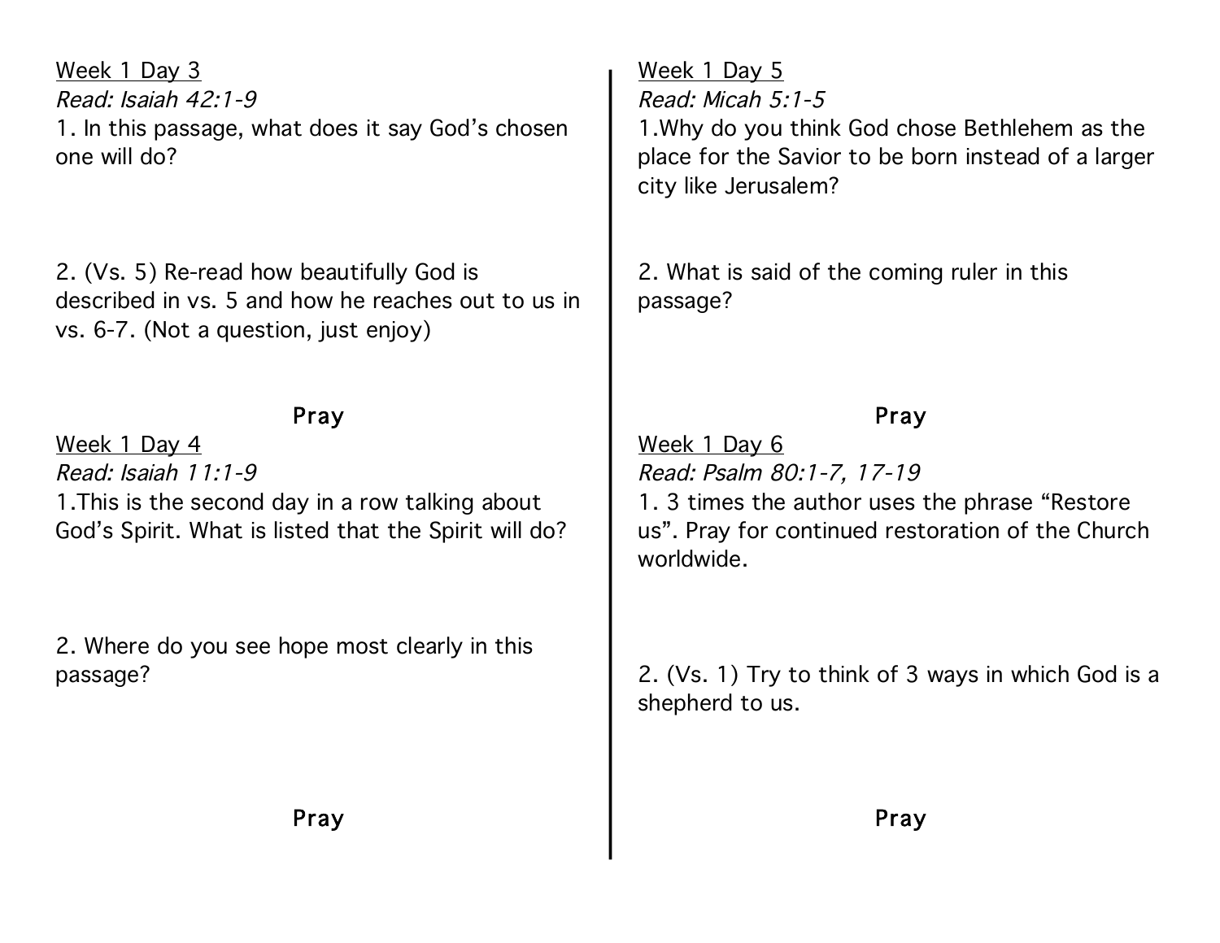Week 1 Day 3

*Read: Isaiah 42:1-9*

1. In this passage, what does it say God's chosen one will do?

2. (Vs. 5) Re-read how beautifully God is described in vs. 5 and how he reaches out to us in vs. 6-7. (Not a question, just enjoy)

**Pray**

Week 1 Day 4

*Read: Isaiah 11:1-9*

1.This is the second day in a row talking about God's Spirit. What is listed that the Spirit will do?

2. Where do you see hope most clearly in this passage?

**Pray**

Week 1 Day 5

*Read: Micah 5:1-5*

1.Why do you think God chose Bethlehem as the place for the Savior to be born instead of a larger city like Jerusalem?

2. What is said of the coming ruler in this passage?

**Pray**

Week 1 Day 6

*Read: Psalm 80:1-7, 17-19*

1. 3 times the author uses the phrase "Restore us". Pray for continued restoration of the Church worldwide.

2. (Vs. 1) Try to think of 3 ways in which God is a shepherd to us.

**Pray**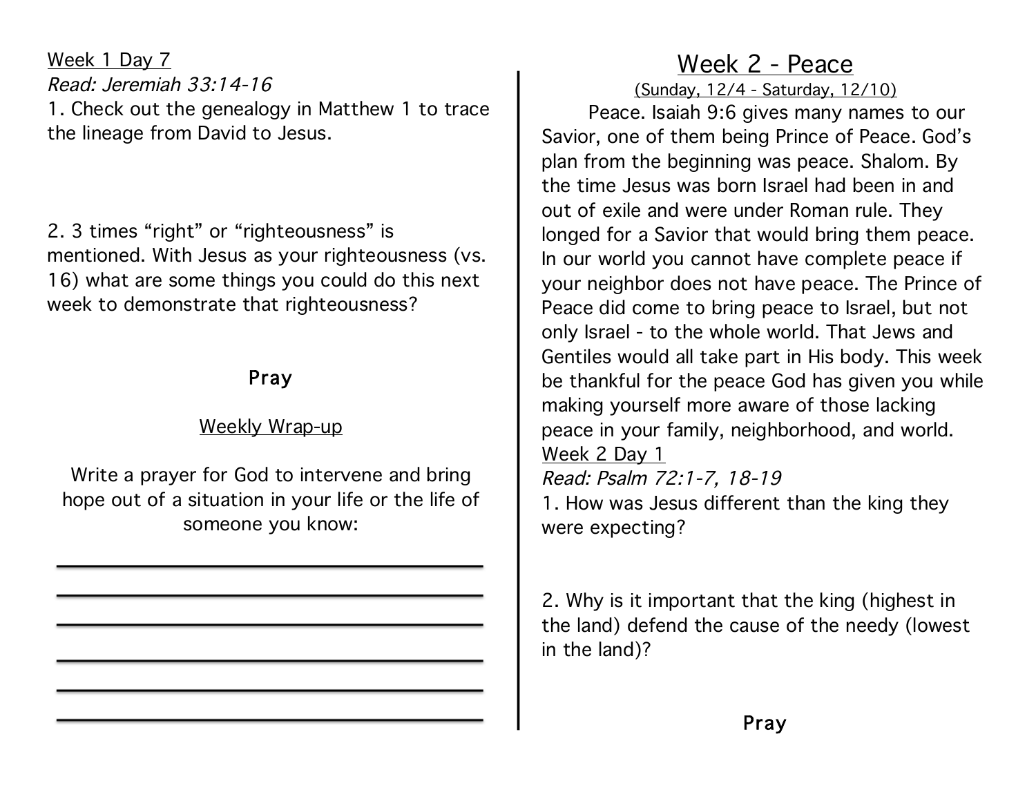Week 1 Day 7

*Read: Jeremiah 33:14-16*

1. Check out the genealogy in Matthew 1 to trace the lineage from David to Jesus.

2. 3 times “right” or “righteousness” is mentioned. With Jesus as your righteousness (vs. 16) what are some things you could do this next week to demonstrate that righteousness?

Pray

Weekly Wrap-up

Write a prayer for God to intervene and bring hope out of a situation in your life or the life of someone you know:

______________________________________

______________________________________

______________________________________

______________________________________

______________________________________

______________________________________

# Week 2 - Peace

(Sunday, 12/4 - Saturday, 12/10)

Peace. Isaiah 9:6 gives many names to our Savior, one of them being Prince of Peace. God’s plan from the beginning was peace. Shalom. By the time Jesus was born Israel had been in and out of exile and were under Roman rule. They longed for a Savior that would bring them peace. In our world you cannot have complete peace if your neighbor does not have peace. The Prince of Peace did come to bring peace to Israel, but not only Israel - to the whole world. That Jews and Gentiles would all take part in His body. This week be thankful for the peace God has given you while making yourself more aware of those lacking peace in your family, neighborhood, and world.

Week 2 Day 1

*Read: Psalm 72:1-7, 18-19*

1. How was Jesus different than the king they were expecting?

2. Why is it important that the king (highest in the land) defend the cause of the needy (lowest in the land)?

Pray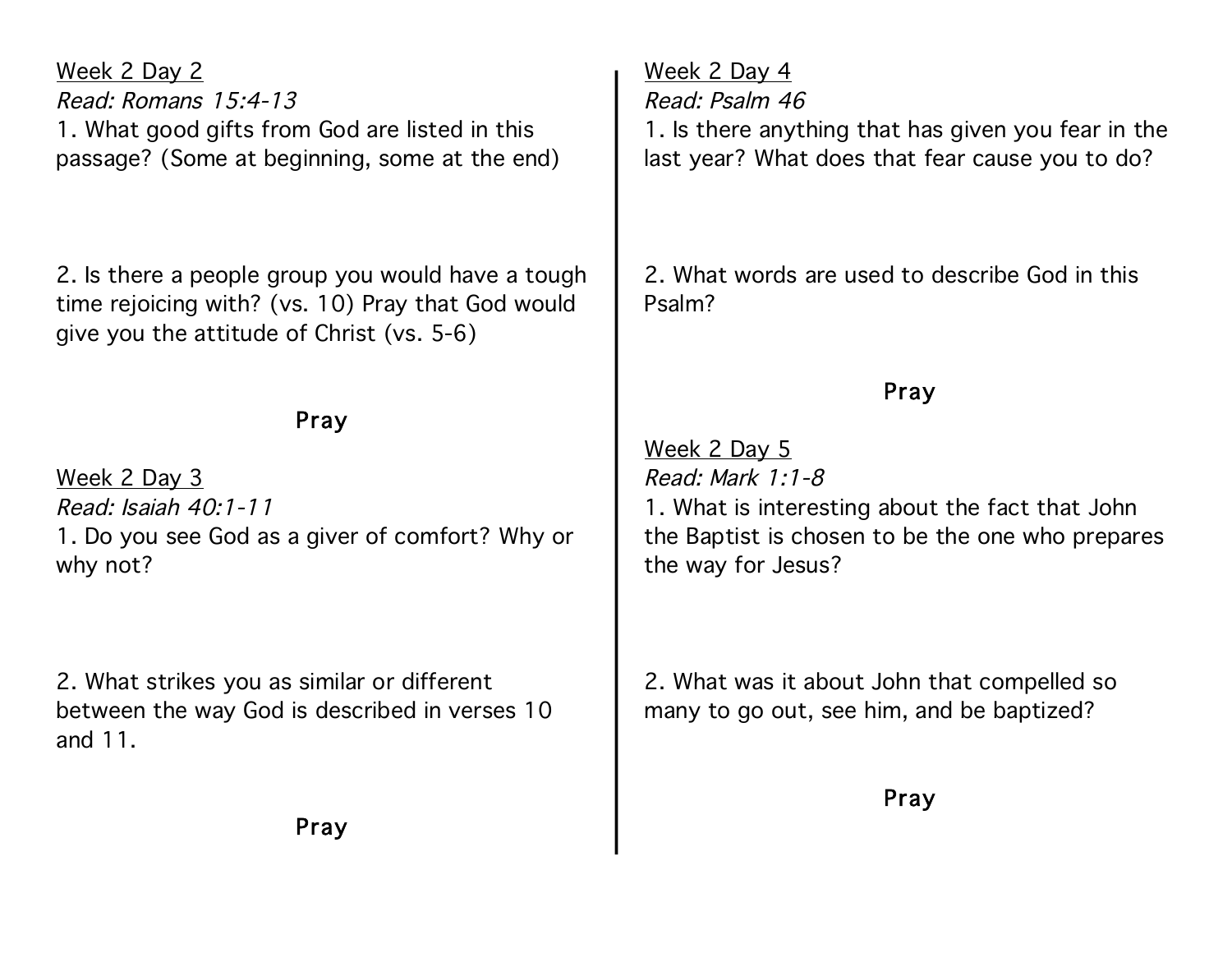Week 2 Day 2

*Read: Romans 15:4-13*

1. What good gifts from God are listed in this passage? (Some at beginning, some at the end)

2. Is there a people group you would have a tough time rejoicing with? (vs. 10) Pray that God would give you the attitude of Christ (vs. 5-6)

Pray

Week 2 Day 3

*Read: Isaiah 40:1-11*

1. Do you see God as a giver of comfort? Why or why not?

2. What strikes you as similar or different between the way God is described in verses 10 and 11.

Pray

Week 2 Day 4

*Read: Psalm 46*

1. Is there anything that has given you fear in the last year? What does that fear cause you to do?

2. What words are used to describe God in this Psalm?

Pray

Week 2 Day 5

*Read: Mark 1:1-8*

1. What is interesting about the fact that John the Baptist is chosen to be the one who prepares the way for Jesus?

2. What was it about John that compelled so many to go out, see him, and be baptized?

Pray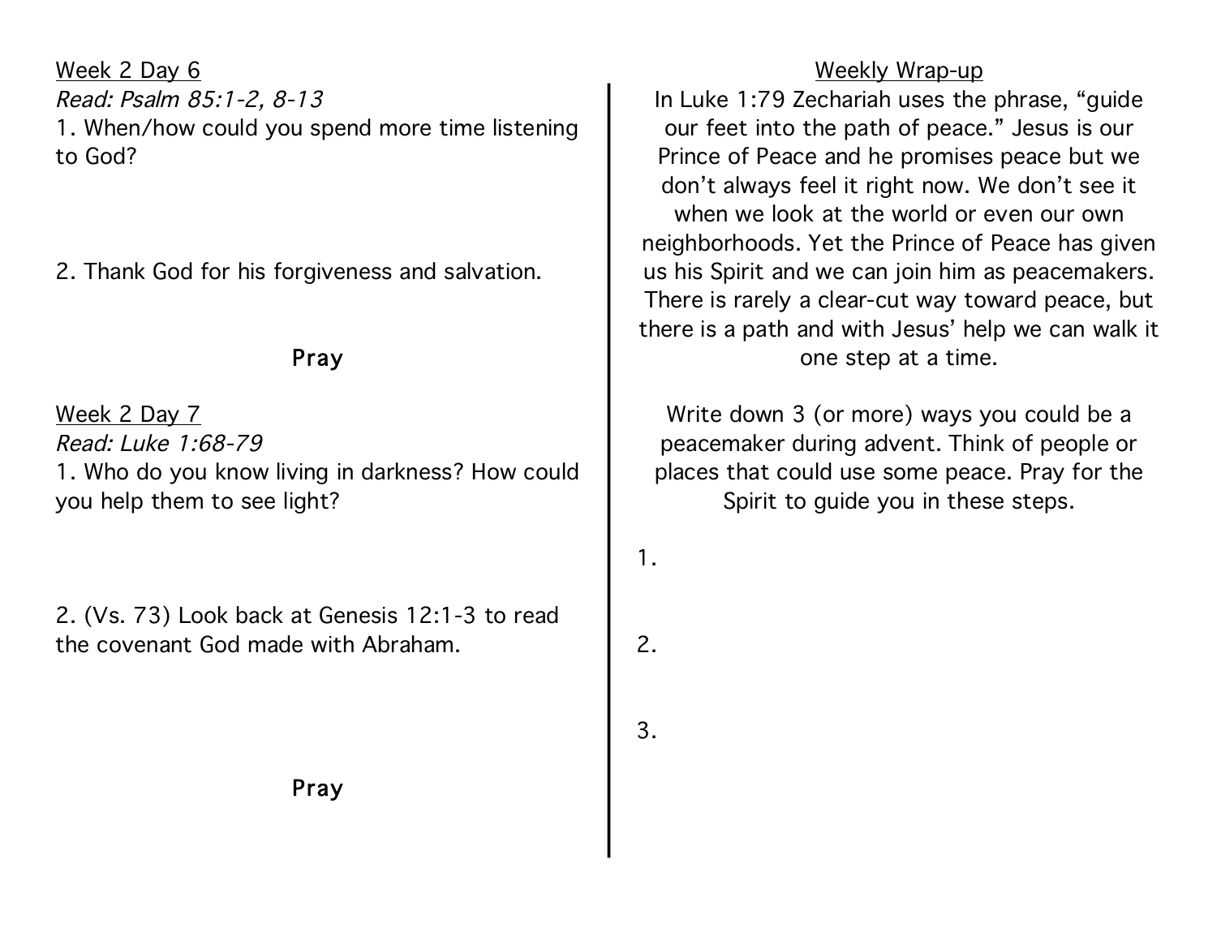Week 2 Day 6

*Read: Psalm 85:1-2, 8-13*

1. When/how could you spend more time listening to God?

2. Thank God for his forgiveness and salvation.

Pray

Week 2 Day 7

*Read: Luke 1:68-79*

1. Who do you know living in darkness? How could you help them to see light?

2. (Vs. 73) Look back at Genesis 12:1-3 to read the covenant God made with Abraham.

Pray

Weekly Wrap-up

In Luke 1:79 Zechariah uses the phrase, “guide our feet into the path of peace.” Jesus is our Prince of Peace and he promises peace but we don’t always feel it right now. We don’t see it when we look at the world or even our own neighborhoods. Yet the Prince of Peace has given us his Spirit and we can join him as peacemakers. There is rarely a clear-cut way toward peace, but there is a path and with Jesus’ help we can walk it one step at a time.

Write down 3 (or more) ways you could be a peacemaker during advent. Think of people or places that could use some peace. Pray for the Spirit to guide you in these steps.

1.

2.

3.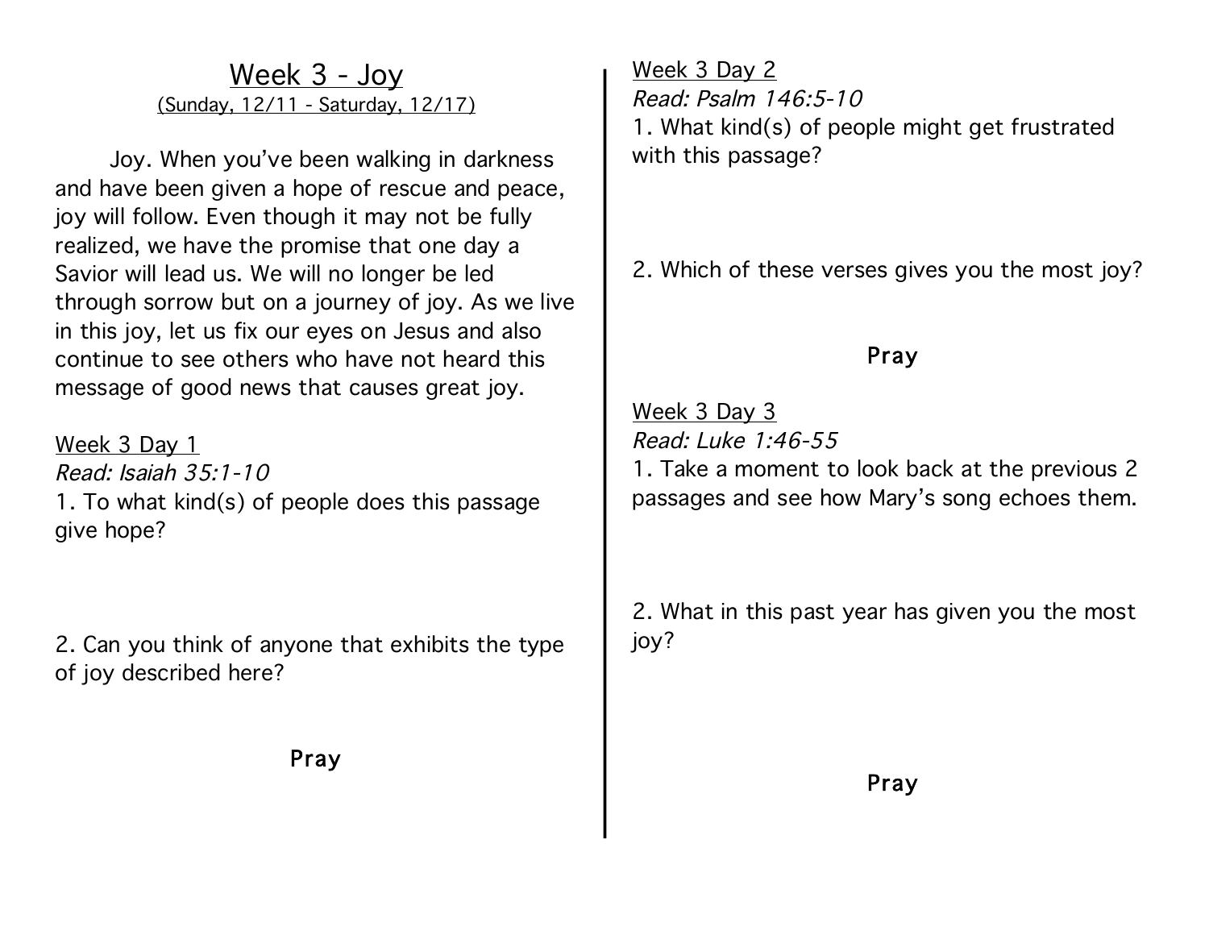# Week 3 - Joy

(Sunday, 12/11 - Saturday, 12/17)

Joy. When you've been walking in darkness and have been given a hope of rescue and peace, joy will follow. Even though it may not be fully realized, we have the promise that one day a Savior will lead us. We will no longer be led through sorrow but on a journey of joy. As we live in this joy, let us fix our eyes on Jesus and also continue to see others who have not heard this message of good news that causes great joy.

## Week 3 Day 1

*Read: Isaiah 35:1-10*

1. To what kind(s) of people does this passage give hope?

2. Can you think of anyone that exhibits the type of joy described here?

Pray

## Week 3 Day 2

*Read: Psalm 146:5-10*

1. What kind(s) of people might get frustrated with this passage?

2. Which of these verses gives you the most joy?

Pray

## Week 3 Day 3

*Read: Luke 1:46-55*

1. Take a moment to look back at the previous 2 passages and see how Mary's song echoes them.

2. What in this past year has given you the most joy?

Pray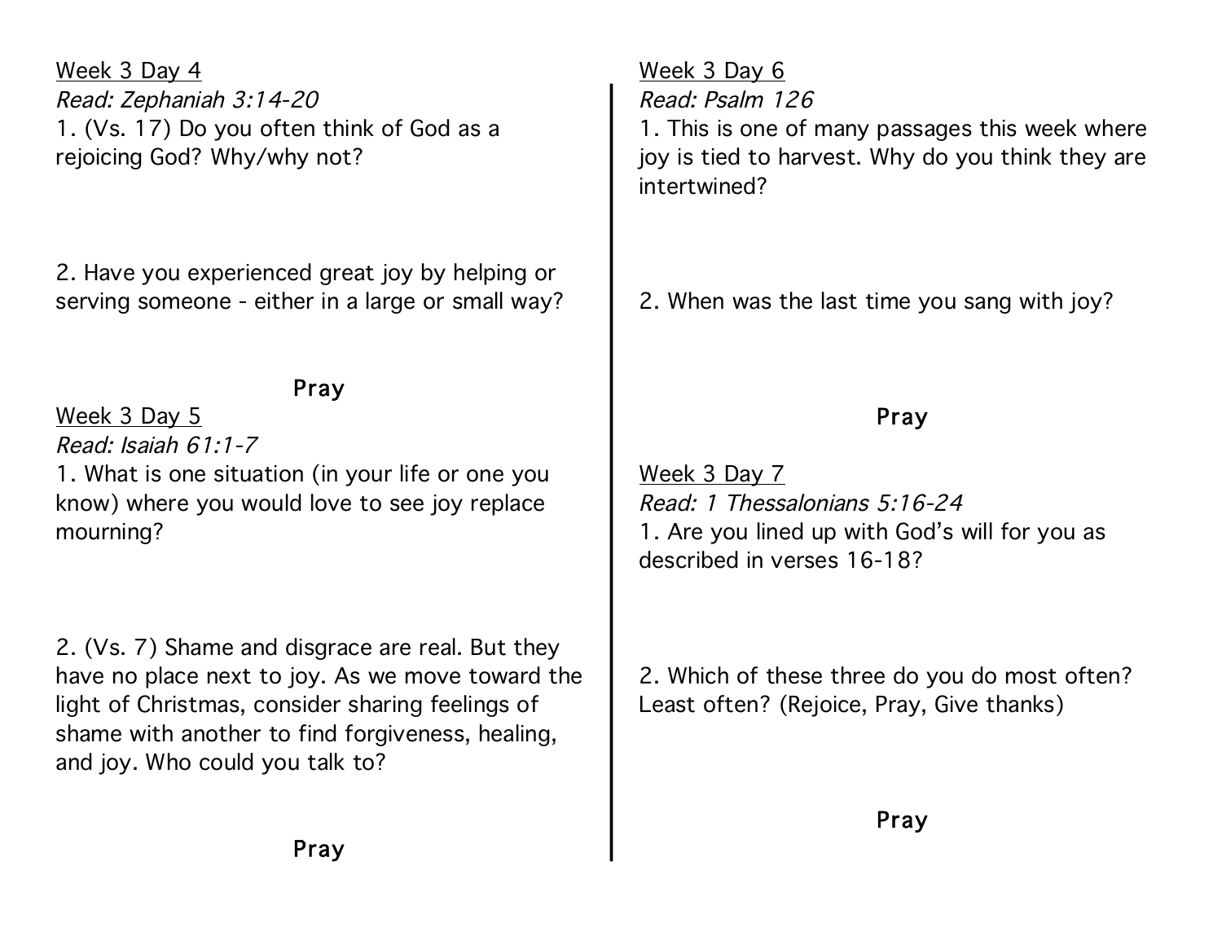<u>Week 3 Day 4</u>

*Read: Zephaniah 3:14-20*

1. (Vs. 17) Do you often think of God as a rejoicing God? Why/why not?

2. Have you experienced great joy by helping or serving someone - either in a large or small way?

**Pray**

<u>Week 3 Day 5</u>

*Read: Isaiah 61:1-7*

1. What is one situation (in your life or one you know) where you would love to see joy replace mourning?

2. (Vs. 7) Shame and disgrace are real. But they have no place next to joy. As we move toward the light of Christmas, consider sharing feelings of shame with another to find forgiveness, healing, and joy. Who could you talk to?

**Pray**

<u>Week 3 Day 6</u>

*Read: Psalm 126*

1. This is one of many passages this week where joy is tied to harvest. Why do you think they are intertwined?

2. When was the last time you sang with joy?

**Pray**

<u>Week 3 Day 7</u>

*Read: 1 Thessalonians 5:16-24*

1. Are you lined up with God's will for you as described in verses 16-18?

2. Which of these three do you do most often? Least often? (Rejoice, Pray, Give thanks)

**Pray**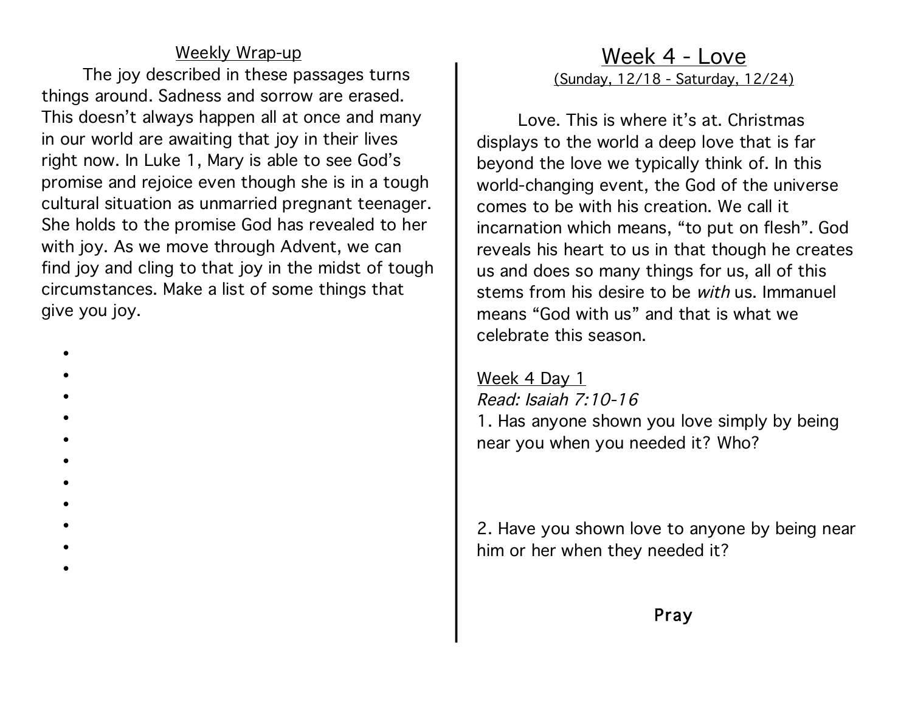## Weekly Wrap-up

The joy described in these passages turns things around. Sadness and sorrow are erased. This doesn't always happen all at once and many in our world are awaiting that joy in their lives right now. In Luke 1, Mary is able to see God's promise and rejoice even though she is in a tough cultural situation as unmarried pregnant teenager. She holds to the promise God has revealed to her with joy. As we move through Advent, we can find joy and cling to that joy in the midst of tough circumstances. Make a list of some things that give you joy.

- 
- 
- 
- 
- 
- 
- 
- 
- 
- 
- 

# Week 4 - Love

(Sunday, 12/18 - Saturday, 12/24)

Love. This is where it's at. Christmas displays to the world a deep love that is far beyond the love we typically think of. In this world-changing event, the God of the universe comes to be with his creation. We call it incarnation which means, "to put on flesh". God reveals his heart to us in that though he creates us and does so many things for us, all of this stems from his desire to be *with* us. Immanuel means "God with us" and that is what we celebrate this season.

Week 4 Day 1

*Read: Isaiah 7:10-16*

1. Has anyone shown you love simply by being near you when you needed it? Who?

2. Have you shown love to anyone by being near him or her when they needed it?

Pray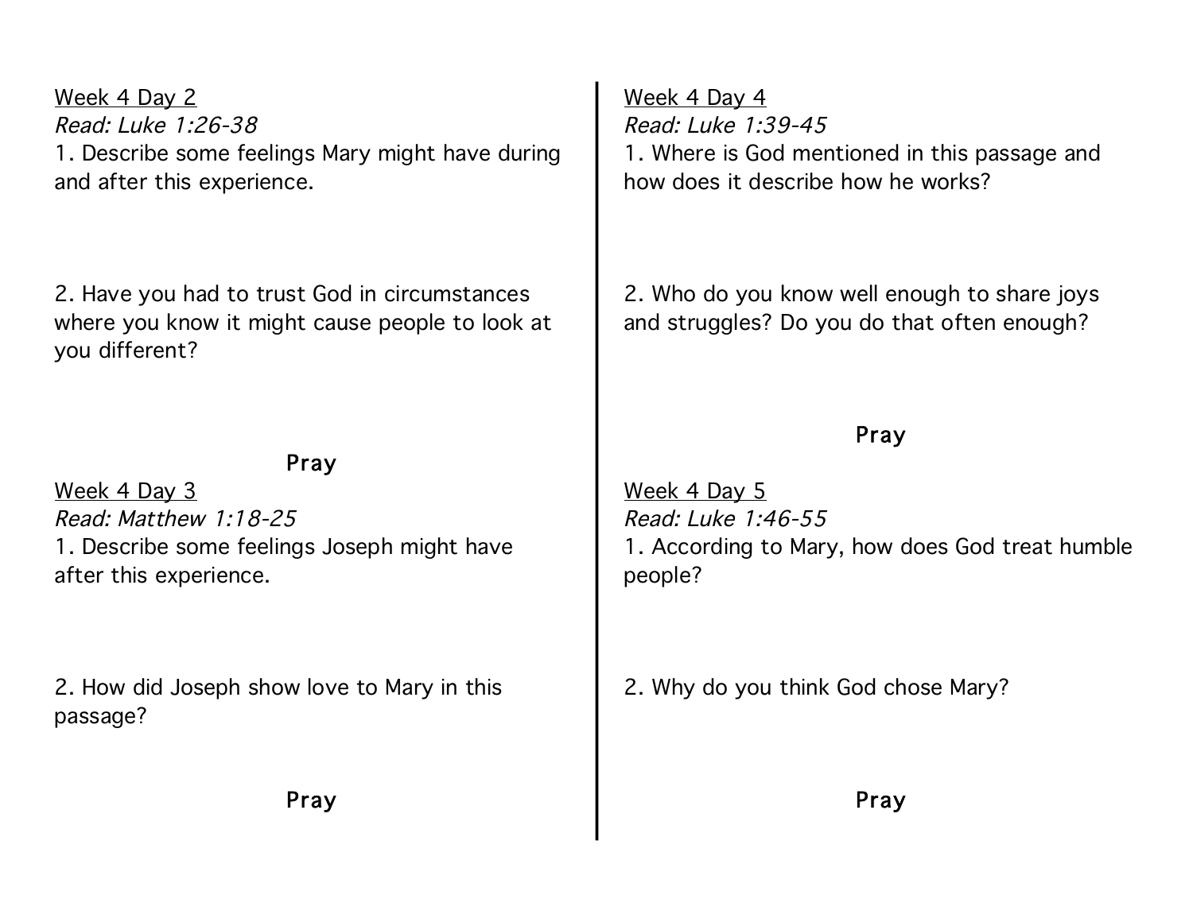<u>Week 4 Day 2</u>

*Read: Luke 1:26-38*

1. Describe some feelings Mary might have during and after this experience.

2. Have you had to trust God in circumstances where you know it might cause people to look at you different?

**Pray**

<u>Week 4 Day 3</u>

*Read: Matthew 1:18-25*

1. Describe some feelings Joseph might have after this experience.

2. How did Joseph show love to Mary in this passage?

**Pray**

<u>Week 4 Day 4</u>

*Read: Luke 1:39-45*

1. Where is God mentioned in this passage and how does it describe how he works?

2. Who do you know well enough to share joys and struggles? Do you do that often enough?

**Pray**

<u>Week 4 Day 5</u>

*Read: Luke 1:46-55*

1. According to Mary, how does God treat humble people?

2. Why do you think God chose Mary?

**Pray**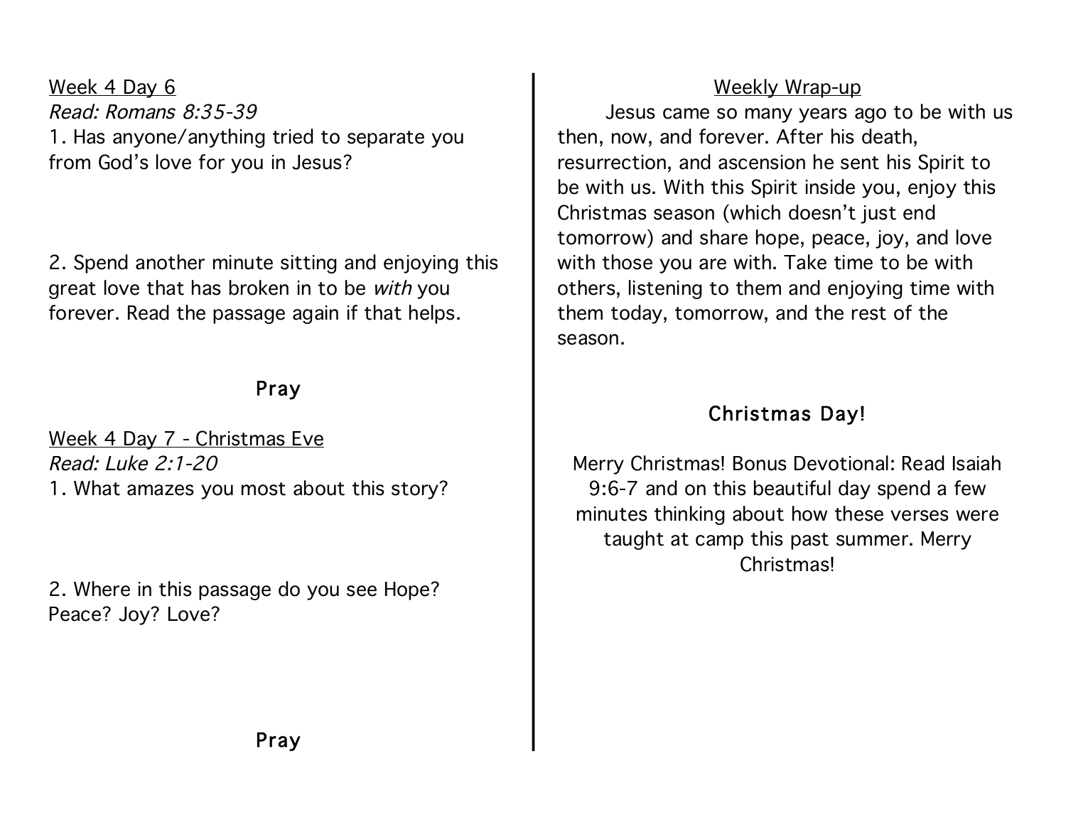Week 4 Day 6

*Read: Romans 8:35-39*

1. Has anyone/anything tried to separate you from God's love for you in Jesus?

2. Spend another minute sitting and enjoying this great love that has broken in to be *with* you forever. Read the passage again if that helps.

Pray

Week 4 Day 7 - Christmas Eve

*Read: Luke 2:1-20*

1. What amazes you most about this story?

2. Where in this passage do you see Hope? Peace? Joy? Love?

Pray

Weekly Wrap-up

Jesus came so many years ago to be with us then, now, and forever. After his death, resurrection, and ascension he sent his Spirit to be with us. With this Spirit inside you, enjoy this Christmas season (which doesn't just end tomorrow) and share hope, peace, joy, and love with those you are with. Take time to be with others, listening to them and enjoying time with them today, tomorrow, and the rest of the season.

Christmas Day!

Merry Christmas! Bonus Devotional: Read Isaiah 9:6-7 and on this beautiful day spend a few minutes thinking about how these verses were taught at camp this past summer. Merry Christmas!